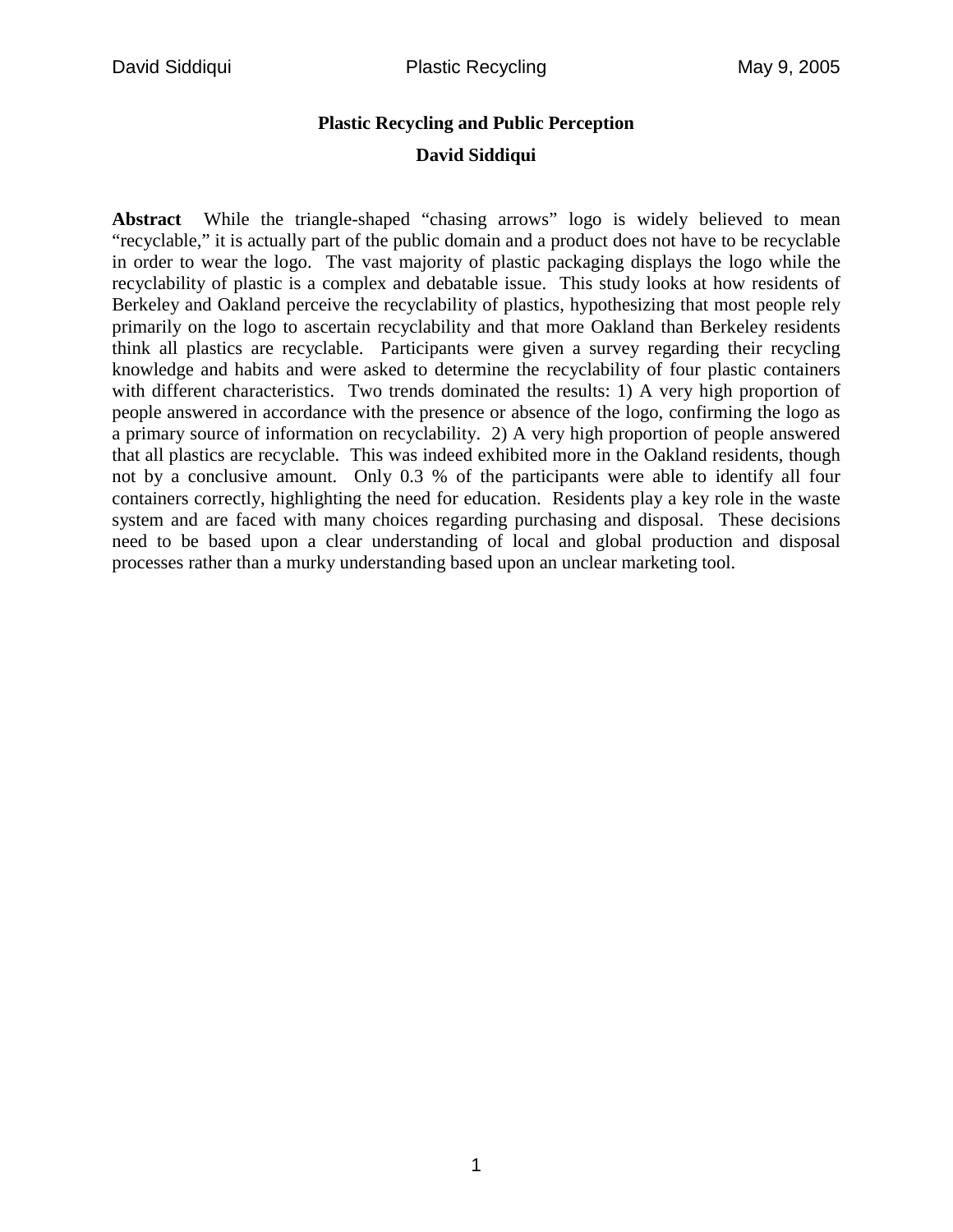# Plastic Recycling and Public Perception

**David Siddiqui**

**Abstract** While the triangle-shaped "chasing arrows" logo is widely believed to mean "recyclable," it is actually part of the public domain and a product does not have to be recyclable in order to wear the logo. The vast majority of plastic packaging displays the logo while the recyclability of plastic is a complex and debatable issue. This study looks at how residents of Berkeley and Oakland perceive the recyclability of plastics, hypothesizing that most people rely primarily on the logo to ascertain recyclability and that more Oakland than Berkeley residents think all plastics are recyclable. Participants were given a survey regarding their recycling knowledge and habits and were asked to determine the recyclability of four plastic containers with different characteristics. Two trends dominated the results: 1) A very high proportion of people answered in accordance with the presence or absence of the logo, confirming the logo as a primary source of information on recyclability. 2) A very high proportion of people answered that all plastics are recyclable. This was indeed exhibited more in the Oakland residents, though not by a conclusive amount. Only 0.3 % of the participants were able to identify all four containers correctly, highlighting the need for education. Residents play a key role in the waste system and are faced with many choices regarding purchasing and disposal. These decisions need to be based upon a clear understanding of local and global production and disposal processes rather than a murky understanding based upon an unclear marketing tool.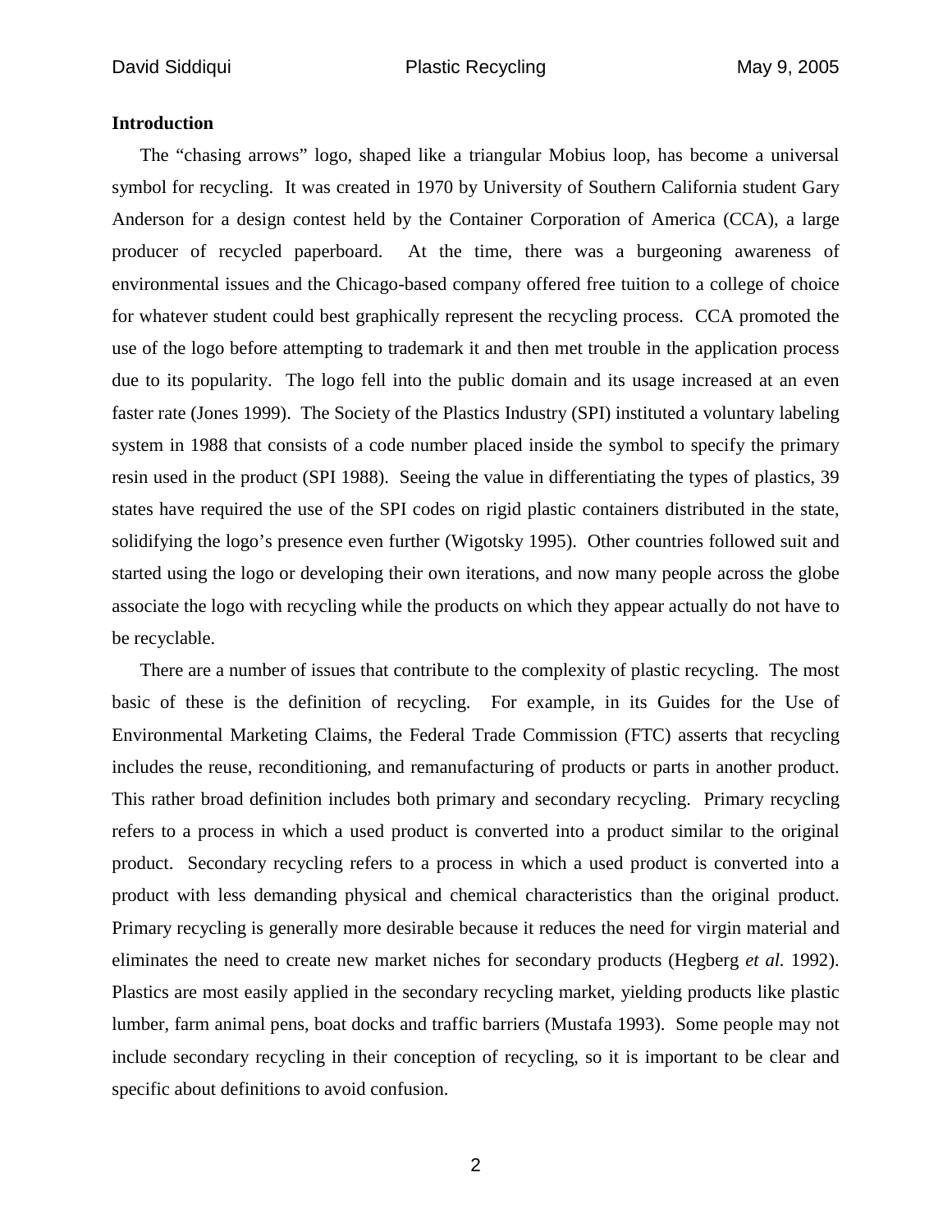**Introduction**

The "chasing arrows" logo, shaped like a triangular Mobius loop, has become a universal symbol for recycling. It was created in 1970 by University of Southern California student Gary Anderson for a design contest held by the Container Corporation of America (CCA), a large producer of recycled paperboard. At the time, there was a burgeoning awareness of environmental issues and the Chicago-based company offered free tuition to a college of choice for whatever student could best graphically represent the recycling process. CCA promoted the use of the logo before attempting to trademark it and then met trouble in the application process due to its popularity. The logo fell into the public domain and its usage increased at an even faster rate (Jones 1999). The Society of the Plastics Industry (SPI) instituted a voluntary labeling system in 1988 that consists of a code number placed inside the symbol to specify the primary resin used in the product (SPI 1988). Seeing the value in differentiating the types of plastics, 39 states have required the use of the SPI codes on rigid plastic containers distributed in the state, solidifying the logo's presence even further (Wigotsky 1995). Other countries followed suit and started using the logo or developing their own iterations, and now many people across the globe associate the logo with recycling while the products on which they appear actually do not have to be recyclable.

There are a number of issues that contribute to the complexity of plastic recycling. The most basic of these is the definition of recycling. For example, in its Guides for the Use of Environmental Marketing Claims, the Federal Trade Commission (FTC) asserts that recycling includes the reuse, reconditioning, and remanufacturing of products or parts in another product. This rather broad definition includes both primary and secondary recycling. Primary recycling refers to a process in which a used product is converted into a product similar to the original product. Secondary recycling refers to a process in which a used product is converted into a product with less demanding physical and chemical characteristics than the original product. Primary recycling is generally more desirable because it reduces the need for virgin material and eliminates the need to create new market niches for secondary products (Hegberg *et al.* 1992). Plastics are most easily applied in the secondary recycling market, yielding products like plastic lumber, farm animal pens, boat docks and traffic barriers (Mustafa 1993). Some people may not include secondary recycling in their conception of recycling, so it is important to be clear and specific about definitions to avoid confusion.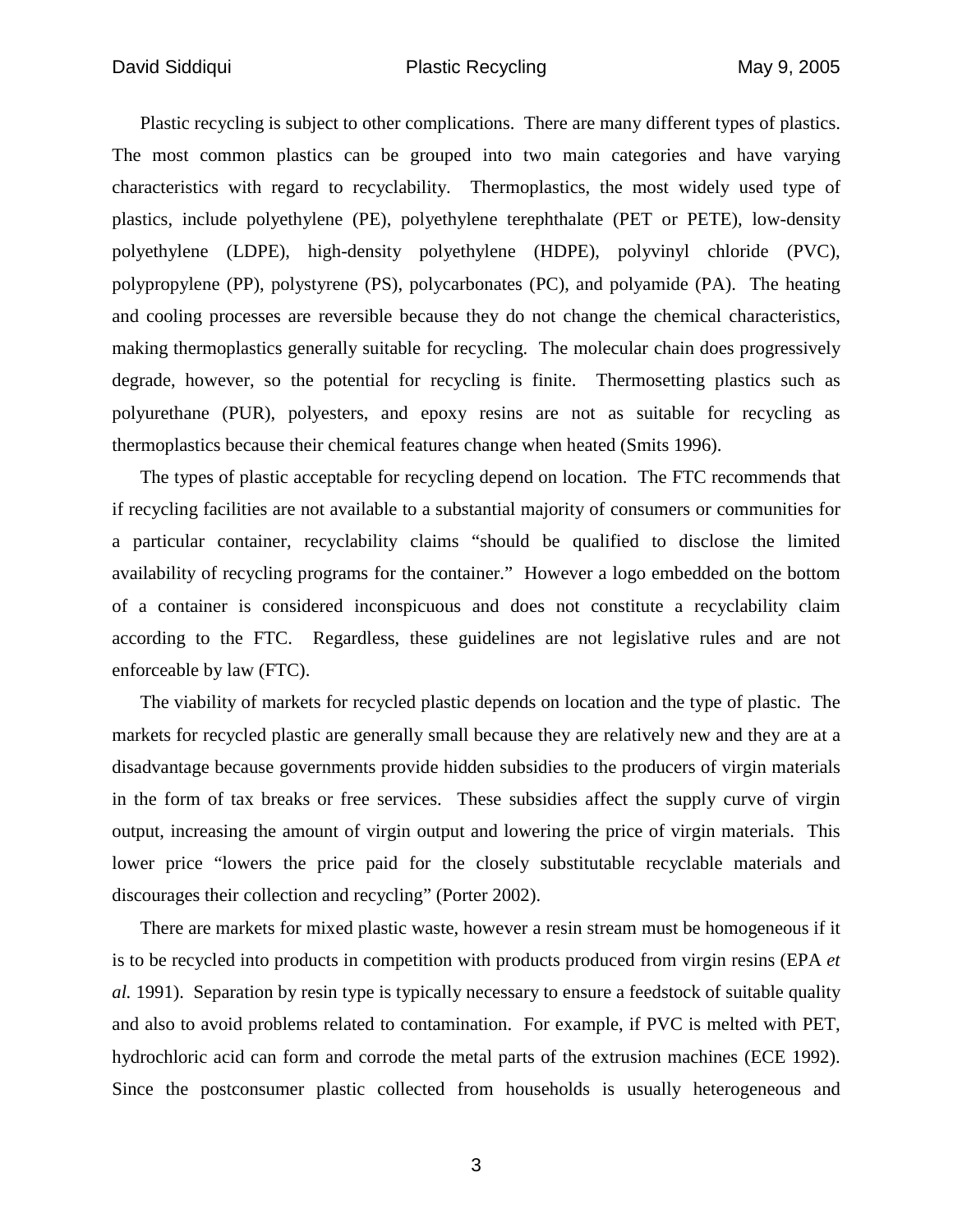Plastic recycling is subject to other complications. There are many different types of plastics. The most common plastics can be grouped into two main categories and have varying characteristics with regard to recyclability. Thermoplastics, the most widely used type of plastics, include polyethylene (PE), polyethylene terephthalate (PET or PETE), low-density polyethylene (LDPE), high-density polyethylene (HDPE), polyvinyl chloride (PVC), polypropylene (PP), polystyrene (PS), polycarbonates (PC), and polyamide (PA). The heating and cooling processes are reversible because they do not change the chemical characteristics, making thermoplastics generally suitable for recycling. The molecular chain does progressively degrade, however, so the potential for recycling is finite. Thermosetting plastics such as polyurethane (PUR), polyesters, and epoxy resins are not as suitable for recycling as thermoplastics because their chemical features change when heated (Smits 1996).

The types of plastic acceptable for recycling depend on location. The FTC recommends that if recycling facilities are not available to a substantial majority of consumers or communities for a particular container, recyclability claims "should be qualified to disclose the limited availability of recycling programs for the container." However a logo embedded on the bottom of a container is considered inconspicuous and does not constitute a recyclability claim according to the FTC. Regardless, these guidelines are not legislative rules and are not enforceable by law (FTC).

The viability of markets for recycled plastic depends on location and the type of plastic. The markets for recycled plastic are generally small because they are relatively new and they are at a disadvantage because governments provide hidden subsidies to the producers of virgin materials in the form of tax breaks or free services. These subsidies affect the supply curve of virgin output, increasing the amount of virgin output and lowering the price of virgin materials. This lower price "lowers the price paid for the closely substitutable recyclable materials and discourages their collection and recycling" (Porter 2002).

There are markets for mixed plastic waste, however a resin stream must be homogeneous if it is to be recycled into products in competition with products produced from virgin resins (EPA *et al.* 1991). Separation by resin type is typically necessary to ensure a feedstock of suitable quality and also to avoid problems related to contamination. For example, if PVC is melted with PET, hydrochloric acid can form and corrode the metal parts of the extrusion machines (ECE 1992). Since the postconsumer plastic collected from households is usually heterogeneous and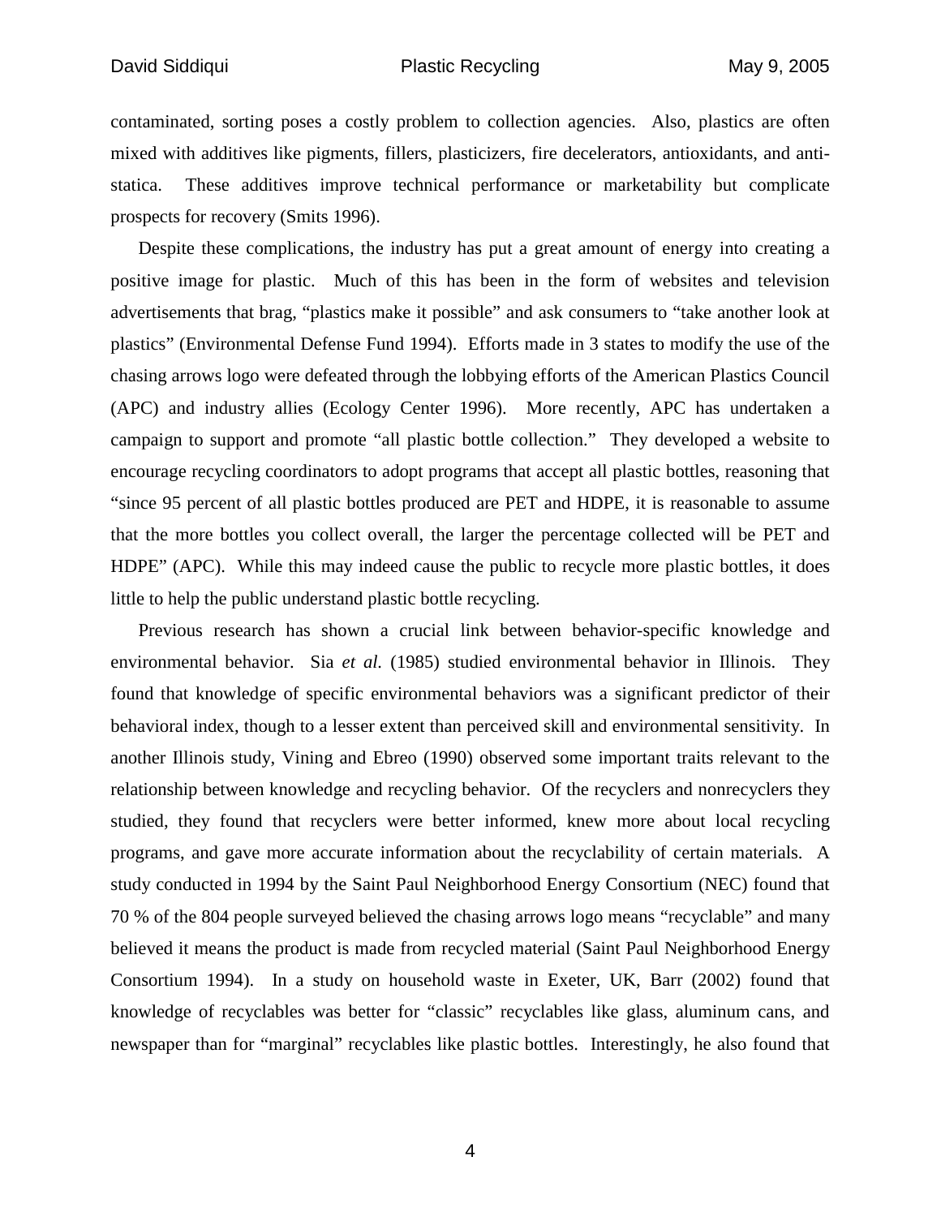contaminated, sorting poses a costly problem to collection agencies. Also, plastics are often mixed with additives like pigments, fillers, plasticizers, fire decelerators, antioxidants, and anti-statica. These additives improve technical performance or marketability but complicate prospects for recovery (Smits 1996).

Despite these complications, the industry has put a great amount of energy into creating a positive image for plastic. Much of this has been in the form of websites and television advertisements that brag, "plastics make it possible" and ask consumers to "take another look at plastics" (Environmental Defense Fund 1994). Efforts made in 3 states to modify the use of the chasing arrows logo were defeated through the lobbying efforts of the American Plastics Council (APC) and industry allies (Ecology Center 1996). More recently, APC has undertaken a campaign to support and promote "all plastic bottle collection." They developed a website to encourage recycling coordinators to adopt programs that accept all plastic bottles, reasoning that "since 95 percent of all plastic bottles produced are PET and HDPE, it is reasonable to assume that the more bottles you collect overall, the larger the percentage collected will be PET and HDPE" (APC). While this may indeed cause the public to recycle more plastic bottles, it does little to help the public understand plastic bottle recycling.

Previous research has shown a crucial link between behavior-specific knowledge and environmental behavior. Sia *et al.* (1985) studied environmental behavior in Illinois. They found that knowledge of specific environmental behaviors was a significant predictor of their behavioral index, though to a lesser extent than perceived skill and environmental sensitivity. In another Illinois study, Vining and Ebreo (1990) observed some important traits relevant to the relationship between knowledge and recycling behavior. Of the recyclers and nonrecyclers they studied, they found that recyclers were better informed, knew more about local recycling programs, and gave more accurate information about the recyclability of certain materials. A study conducted in 1994 by the Saint Paul Neighborhood Energy Consortium (NEC) found that 70 % of the 804 people surveyed believed the chasing arrows logo means "recyclable" and many believed it means the product is made from recycled material (Saint Paul Neighborhood Energy Consortium 1994). In a study on household waste in Exeter, UK, Barr (2002) found that knowledge of recyclables was better for "classic" recyclables like glass, aluminum cans, and newspaper than for "marginal" recyclables like plastic bottles. Interestingly, he also found that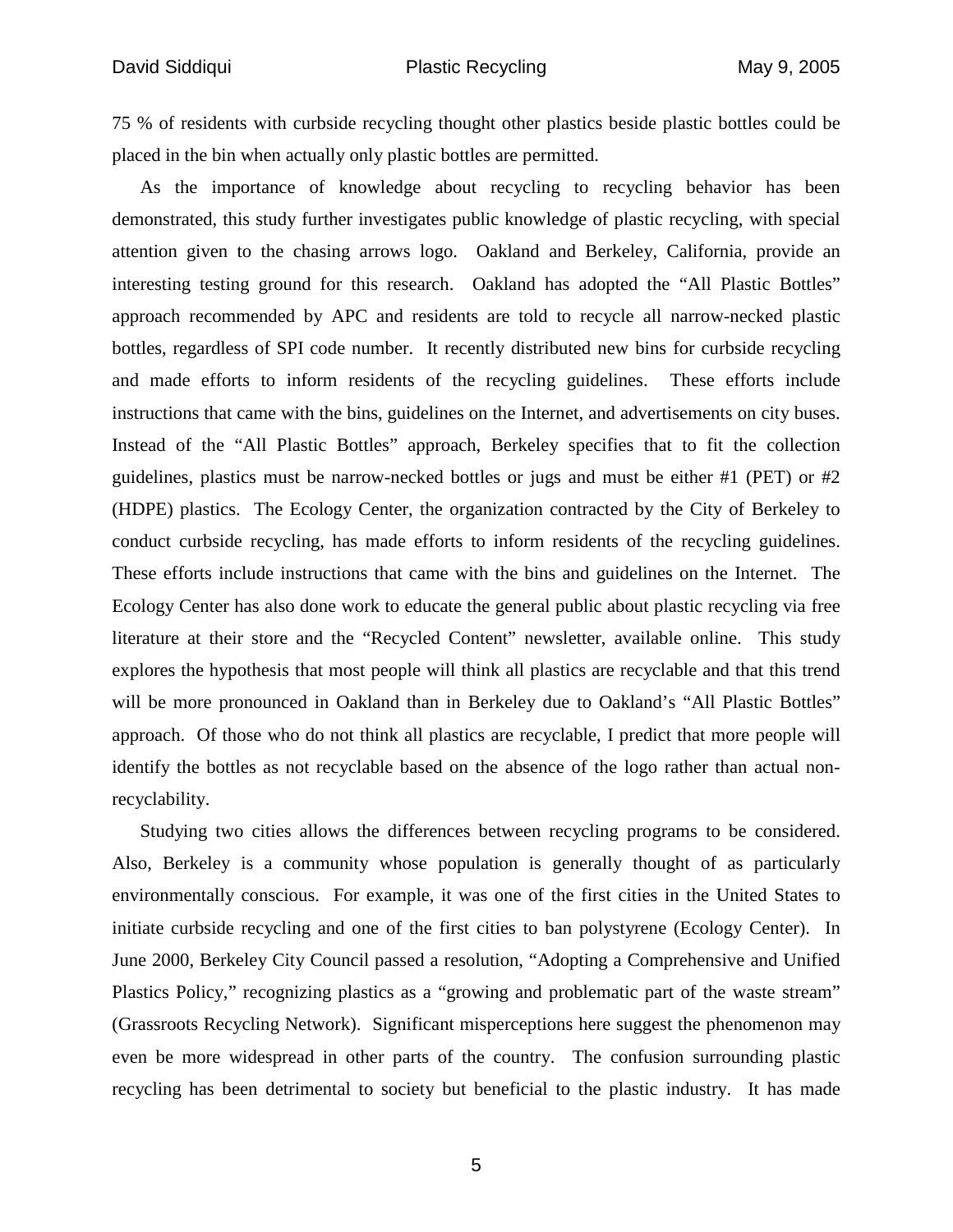75 % of residents with curbside recycling thought other plastics beside plastic bottles could be placed in the bin when actually only plastic bottles are permitted.

As the importance of knowledge about recycling to recycling behavior has been demonstrated, this study further investigates public knowledge of plastic recycling, with special attention given to the chasing arrows logo. Oakland and Berkeley, California, provide an interesting testing ground for this research. Oakland has adopted the "All Plastic Bottles" approach recommended by APC and residents are told to recycle all narrow-necked plastic bottles, regardless of SPI code number. It recently distributed new bins for curbside recycling and made efforts to inform residents of the recycling guidelines. These efforts include instructions that came with the bins, guidelines on the Internet, and advertisements on city buses. Instead of the "All Plastic Bottles" approach, Berkeley specifies that to fit the collection guidelines, plastics must be narrow-necked bottles or jugs and must be either #1 (PET) or #2 (HDPE) plastics. The Ecology Center, the organization contracted by the City of Berkeley to conduct curbside recycling, has made efforts to inform residents of the recycling guidelines. These efforts include instructions that came with the bins and guidelines on the Internet. The Ecology Center has also done work to educate the general public about plastic recycling via free literature at their store and the "Recycled Content" newsletter, available online. This study explores the hypothesis that most people will think all plastics are recyclable and that this trend will be more pronounced in Oakland than in Berkeley due to Oakland's "All Plastic Bottles" approach. Of those who do not think all plastics are recyclable, I predict that more people will identify the bottles as not recyclable based on the absence of the logo rather than actual non-recyclability.

Studying two cities allows the differences between recycling programs to be considered. Also, Berkeley is a community whose population is generally thought of as particularly environmentally conscious. For example, it was one of the first cities in the United States to initiate curbside recycling and one of the first cities to ban polystyrene (Ecology Center). In June 2000, Berkeley City Council passed a resolution, "Adopting a Comprehensive and Unified Plastics Policy," recognizing plastics as a "growing and problematic part of the waste stream" (Grassroots Recycling Network). Significant misperceptions here suggest the phenomenon may even be more widespread in other parts of the country. The confusion surrounding plastic recycling has been detrimental to society but beneficial to the plastic industry. It has made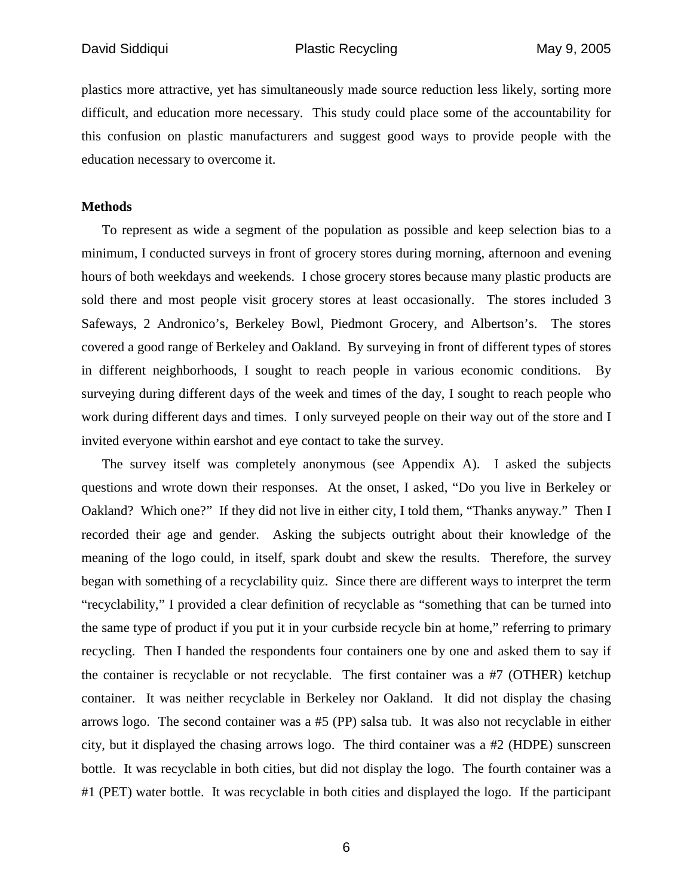plastics more attractive, yet has simultaneously made source reduction less likely, sorting more difficult, and education more necessary. This study could place some of the accountability for this confusion on plastic manufacturers and suggest good ways to provide people with the education necessary to overcome it.

**Methods**

To represent as wide a segment of the population as possible and keep selection bias to a minimum, I conducted surveys in front of grocery stores during morning, afternoon and evening hours of both weekdays and weekends. I chose grocery stores because many plastic products are sold there and most people visit grocery stores at least occasionally. The stores included 3 Safeways, 2 Andronico's, Berkeley Bowl, Piedmont Grocery, and Albertson's. The stores covered a good range of Berkeley and Oakland. By surveying in front of different types of stores in different neighborhoods, I sought to reach people in various economic conditions. By surveying during different days of the week and times of the day, I sought to reach people who work during different days and times. I only surveyed people on their way out of the store and I invited everyone within earshot and eye contact to take the survey.

The survey itself was completely anonymous (see Appendix A). I asked the subjects questions and wrote down their responses. At the onset, I asked, "Do you live in Berkeley or Oakland? Which one?" If they did not live in either city, I told them, "Thanks anyway." Then I recorded their age and gender. Asking the subjects outright about their knowledge of the meaning of the logo could, in itself, spark doubt and skew the results. Therefore, the survey began with something of a recyclability quiz. Since there are different ways to interpret the term "recyclability," I provided a clear definition of recyclable as "something that can be turned into the same type of product if you put it in your curbside recycle bin at home," referring to primary recycling. Then I handed the respondents four containers one by one and asked them to say if the container is recyclable or not recyclable. The first container was a #7 (OTHER) ketchup container. It was neither recyclable in Berkeley nor Oakland. It did not display the chasing arrows logo. The second container was a #5 (PP) salsa tub. It was also not recyclable in either city, but it displayed the chasing arrows logo. The third container was a #2 (HDPE) sunscreen bottle. It was recyclable in both cities, but did not display the logo. The fourth container was a #1 (PET) water bottle. It was recyclable in both cities and displayed the logo. If the participant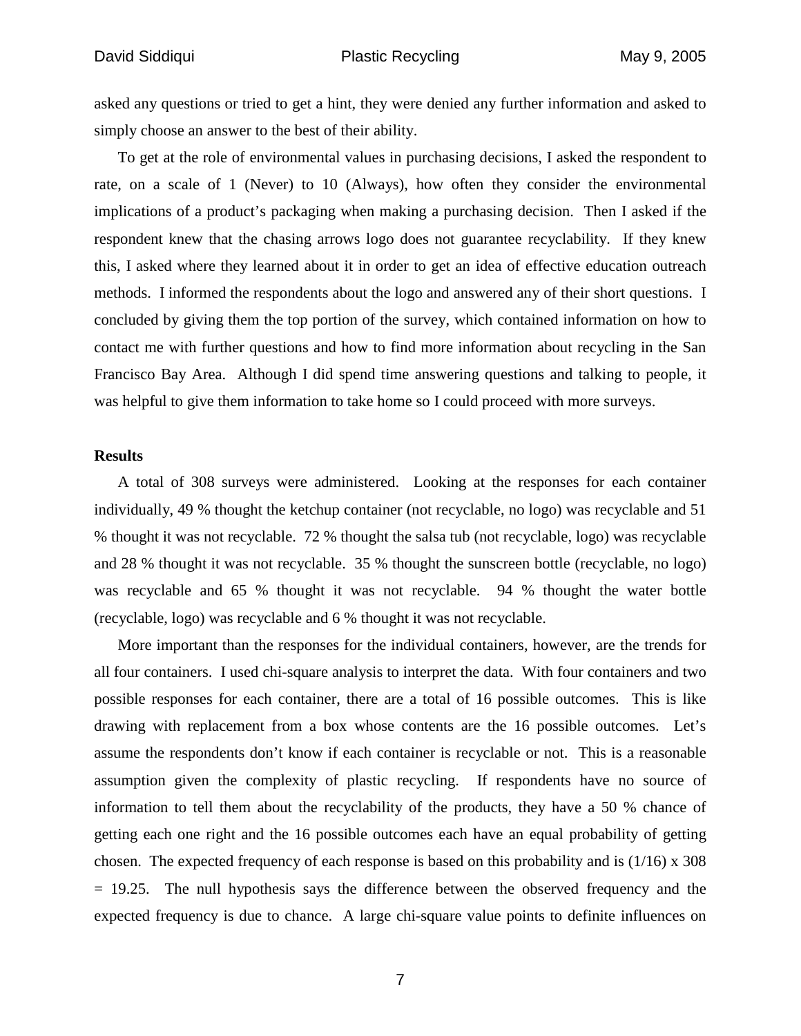asked any questions or tried to get a hint, they were denied any further information and asked to simply choose an answer to the best of their ability.

To get at the role of environmental values in purchasing decisions, I asked the respondent to rate, on a scale of 1 (Never) to 10 (Always), how often they consider the environmental implications of a product's packaging when making a purchasing decision. Then I asked if the respondent knew that the chasing arrows logo does not guarantee recyclability. If they knew this, I asked where they learned about it in order to get an idea of effective education outreach methods. I informed the respondents about the logo and answered any of their short questions. I concluded by giving them the top portion of the survey, which contained information on how to contact me with further questions and how to find more information about recycling in the San Francisco Bay Area. Although I did spend time answering questions and talking to people, it was helpful to give them information to take home so I could proceed with more surveys.

**Results**

A total of 308 surveys were administered. Looking at the responses for each container individually, 49 % thought the ketchup container (not recyclable, no logo) was recyclable and 51 % thought it was not recyclable. 72 % thought the salsa tub (not recyclable, logo) was recyclable and 28 % thought it was not recyclable. 35 % thought the sunscreen bottle (recyclable, no logo) was recyclable and 65 % thought it was not recyclable. 94 % thought the water bottle (recyclable, logo) was recyclable and 6 % thought it was not recyclable.

More important than the responses for the individual containers, however, are the trends for all four containers. I used chi-square analysis to interpret the data. With four containers and two possible responses for each container, there are a total of 16 possible outcomes. This is like drawing with replacement from a box whose contents are the 16 possible outcomes. Let's assume the respondents don't know if each container is recyclable or not. This is a reasonable assumption given the complexity of plastic recycling. If respondents have no source of information to tell them about the recyclability of the products, they have a 50 % chance of getting each one right and the 16 possible outcomes each have an equal probability of getting chosen. The expected frequency of each response is based on this probability and is $(1/16) \times 308 = 19.25$. The null hypothesis says the difference between the observed frequency and the expected frequency is due to chance. A large chi-square value points to definite influences on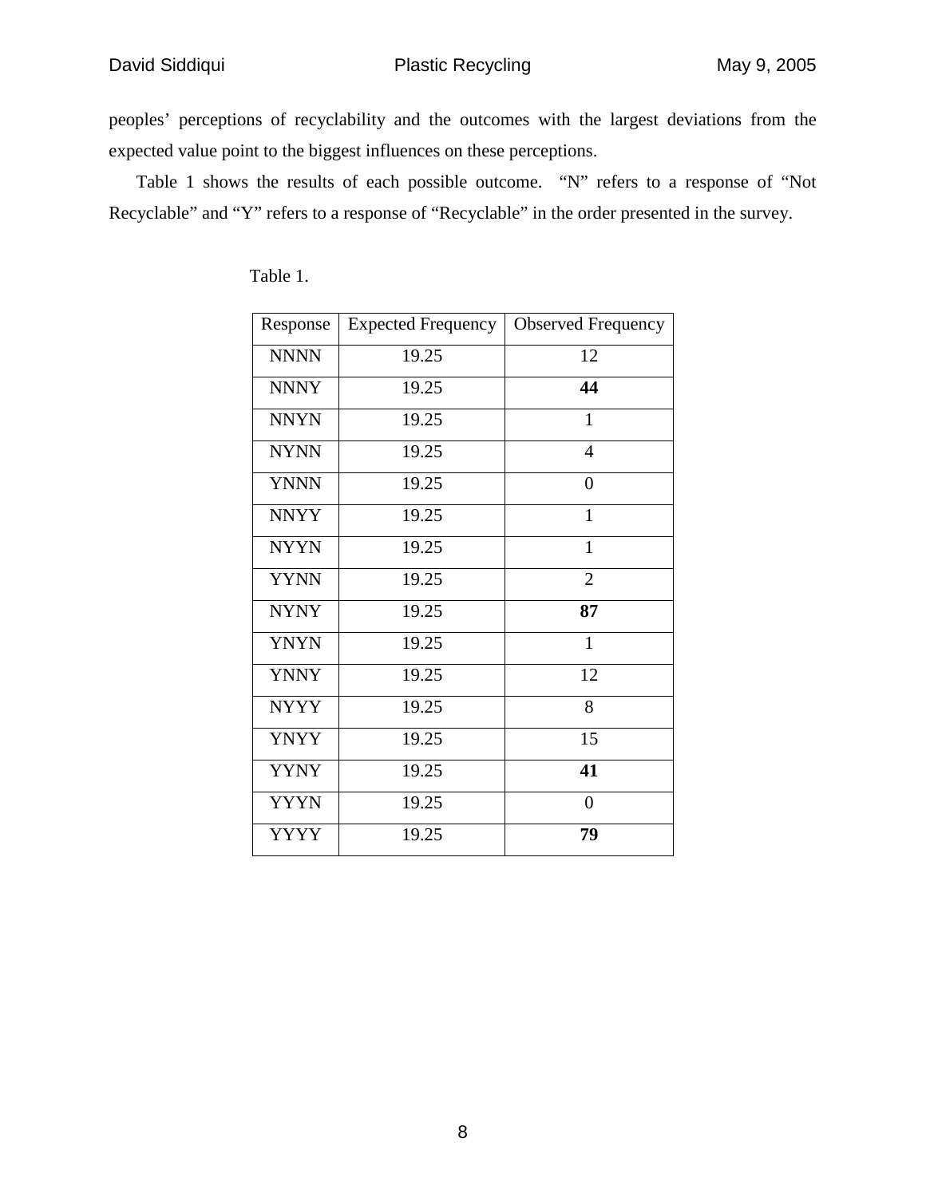peoples' perceptions of recyclability and the outcomes with the largest deviations from the expected value point to the biggest influences on these perceptions.

Table 1 shows the results of each possible outcome. "N" refers to a response of "Not Recyclable" and "Y" refers to a response of "Recyclable" in the order presented in the survey.

Table 1.

| Response | Expected Frequency | Observed Frequency |
|---|---|---|
| NNNN | 19.25 | 12 |
| NNNY | 19.25 | **44** |
| NNYN | 19.25 | 1 |
| NYNN | 19.25 | 4 |
| YNNN | 19.25 | 0 |
| NNYY | 19.25 | 1 |
| NYYN | 19.25 | 1 |
| YYNN | 19.25 | 2 |
| NYNY | 19.25 | **87** |
| YNYN | 19.25 | 1 |
| YNNY | 19.25 | 12 |
| NYYY | 19.25 | 8 |
| YNYY | 19.25 | 15 |
| YYNY | 19.25 | **41** |
| YYYN | 19.25 | 0 |
| YYYY | 19.25 | **79** |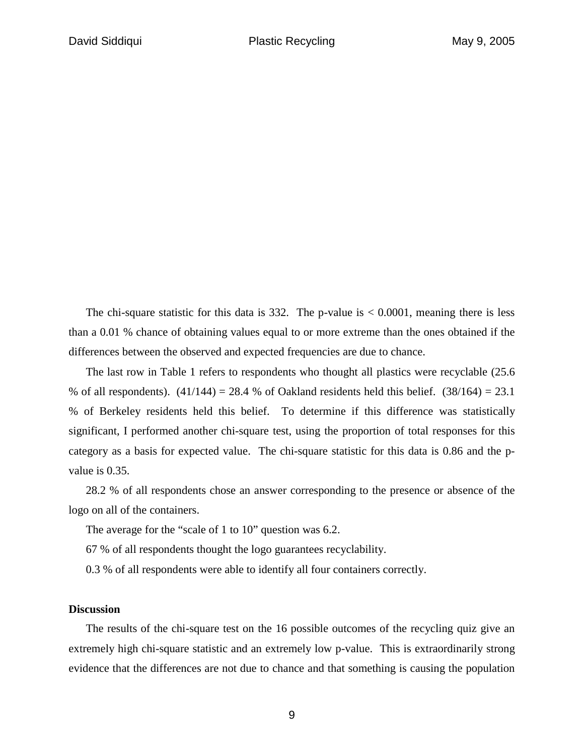The chi-square statistic for this data is 332. The p-value is $< 0.0001$, meaning there is less than a 0.01 % chance of obtaining values equal to or more extreme than the ones obtained if the differences between the observed and expected frequencies are due to chance.

The last row in Table 1 refers to respondents who thought all plastics were recyclable (25.6 % of all respondents). $(41/144) = 28.4$ % of Oakland residents held this belief. $(38/164) = 23.1$ % of Berkeley residents held this belief. To determine if this difference was statistically significant, I performed another chi-square test, using the proportion of total responses for this category as a basis for expected value. The chi-square statistic for this data is 0.86 and the p-value is 0.35.

28.2 % of all respondents chose an answer corresponding to the presence or absence of the logo on all of the containers.

The average for the "scale of 1 to 10" question was 6.2.

67 % of all respondents thought the logo guarantees recyclability.

0.3 % of all respondents were able to identify all four containers correctly.

**Discussion**

The results of the chi-square test on the 16 possible outcomes of the recycling quiz give an extremely high chi-square statistic and an extremely low p-value. This is extraordinarily strong evidence that the differences are not due to chance and that something is causing the population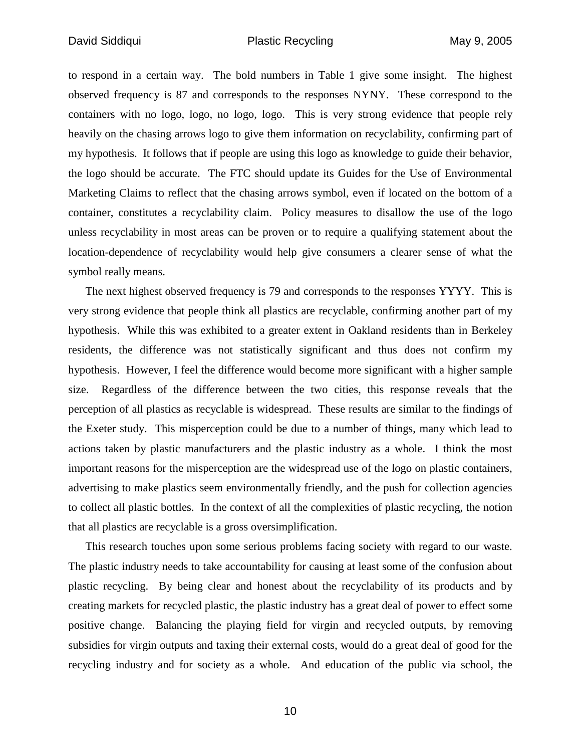to respond in a certain way. The bold numbers in Table 1 give some insight. The highest observed frequency is 87 and corresponds to the responses NYNY. These correspond to the containers with no logo, logo, no logo, logo. This is very strong evidence that people rely heavily on the chasing arrows logo to give them information on recyclability, confirming part of my hypothesis. It follows that if people are using this logo as knowledge to guide their behavior, the logo should be accurate. The FTC should update its Guides for the Use of Environmental Marketing Claims to reflect that the chasing arrows symbol, even if located on the bottom of a container, constitutes a recyclability claim. Policy measures to disallow the use of the logo unless recyclability in most areas can be proven or to require a qualifying statement about the location-dependence of recyclability would help give consumers a clearer sense of what the symbol really means.

The next highest observed frequency is 79 and corresponds to the responses YYYY. This is very strong evidence that people think all plastics are recyclable, confirming another part of my hypothesis. While this was exhibited to a greater extent in Oakland residents than in Berkeley residents, the difference was not statistically significant and thus does not confirm my hypothesis. However, I feel the difference would become more significant with a higher sample size. Regardless of the difference between the two cities, this response reveals that the perception of all plastics as recyclable is widespread. These results are similar to the findings of the Exeter study. This misperception could be due to a number of things, many which lead to actions taken by plastic manufacturers and the plastic industry as a whole. I think the most important reasons for the misperception are the widespread use of the logo on plastic containers, advertising to make plastics seem environmentally friendly, and the push for collection agencies to collect all plastic bottles. In the context of all the complexities of plastic recycling, the notion that all plastics are recyclable is a gross oversimplification.

This research touches upon some serious problems facing society with regard to our waste. The plastic industry needs to take accountability for causing at least some of the confusion about plastic recycling. By being clear and honest about the recyclability of its products and by creating markets for recycled plastic, the plastic industry has a great deal of power to effect some positive change. Balancing the playing field for virgin and recycled outputs, by removing subsidies for virgin outputs and taxing their external costs, would do a great deal of good for the recycling industry and for society as a whole. And education of the public via school, the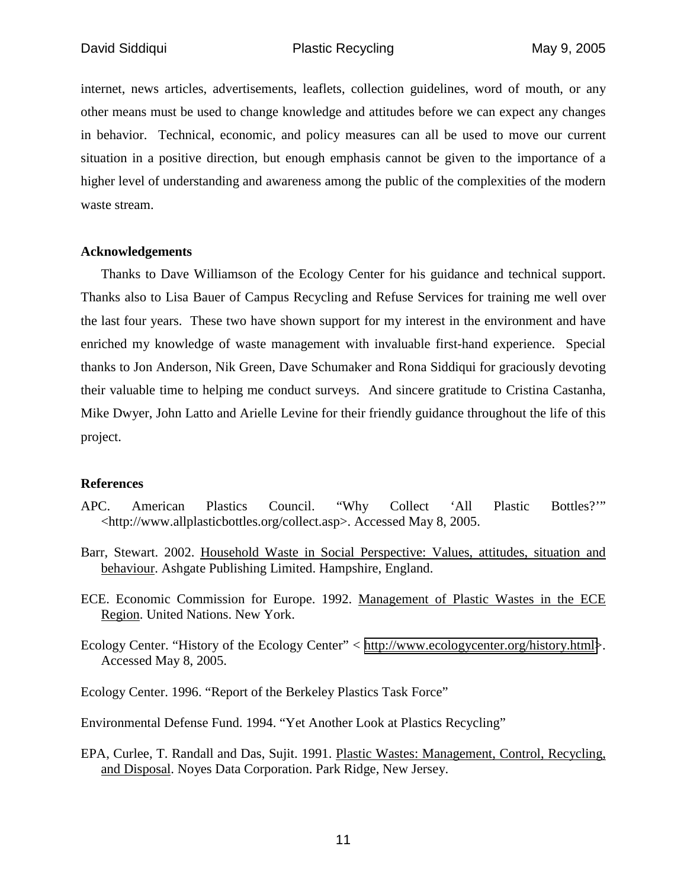internet, news articles, advertisements, leaflets, collection guidelines, word of mouth, or any other means must be used to change knowledge and attitudes before we can expect any changes in behavior. Technical, economic, and policy measures can all be used to move our current situation in a positive direction, but enough emphasis cannot be given to the importance of a higher level of understanding and awareness among the public of the complexities of the modern waste stream.

**Acknowledgements**

Thanks to Dave Williamson of the Ecology Center for his guidance and technical support. Thanks also to Lisa Bauer of Campus Recycling and Refuse Services for training me well over the last four years. These two have shown support for my interest in the environment and have enriched my knowledge of waste management with invaluable first-hand experience. Special thanks to Jon Anderson, Nik Green, Dave Schumaker and Rona Siddiqui for graciously devoting their valuable time to helping me conduct surveys. And sincere gratitude to Cristina Castanha, Mike Dwyer, John Latto and Arielle Levine for their friendly guidance throughout the life of this project.

**References**

APC. American Plastics Council. "Why Collect 'All Plastic Bottles?'" <http://www.allplasticbottles.org/collect.asp>. Accessed May 8, 2005.

Barr, Stewart. 2002. Household Waste in Social Perspective: Values, attitudes, situation and behaviour. Ashgate Publishing Limited. Hampshire, England.

ECE. Economic Commission for Europe. 1992. Management of Plastic Wastes in the ECE Region. United Nations. New York.

Ecology Center. "History of the Ecology Center" < http://www.ecologycenter.org/history.html>. Accessed May 8, 2005.

Ecology Center. 1996. "Report of the Berkeley Plastics Task Force"

Environmental Defense Fund. 1994. "Yet Another Look at Plastics Recycling"

EPA, Curlee, T. Randall and Das, Sujit. 1991. Plastic Wastes: Management, Control, Recycling, and Disposal. Noyes Data Corporation. Park Ridge, New Jersey.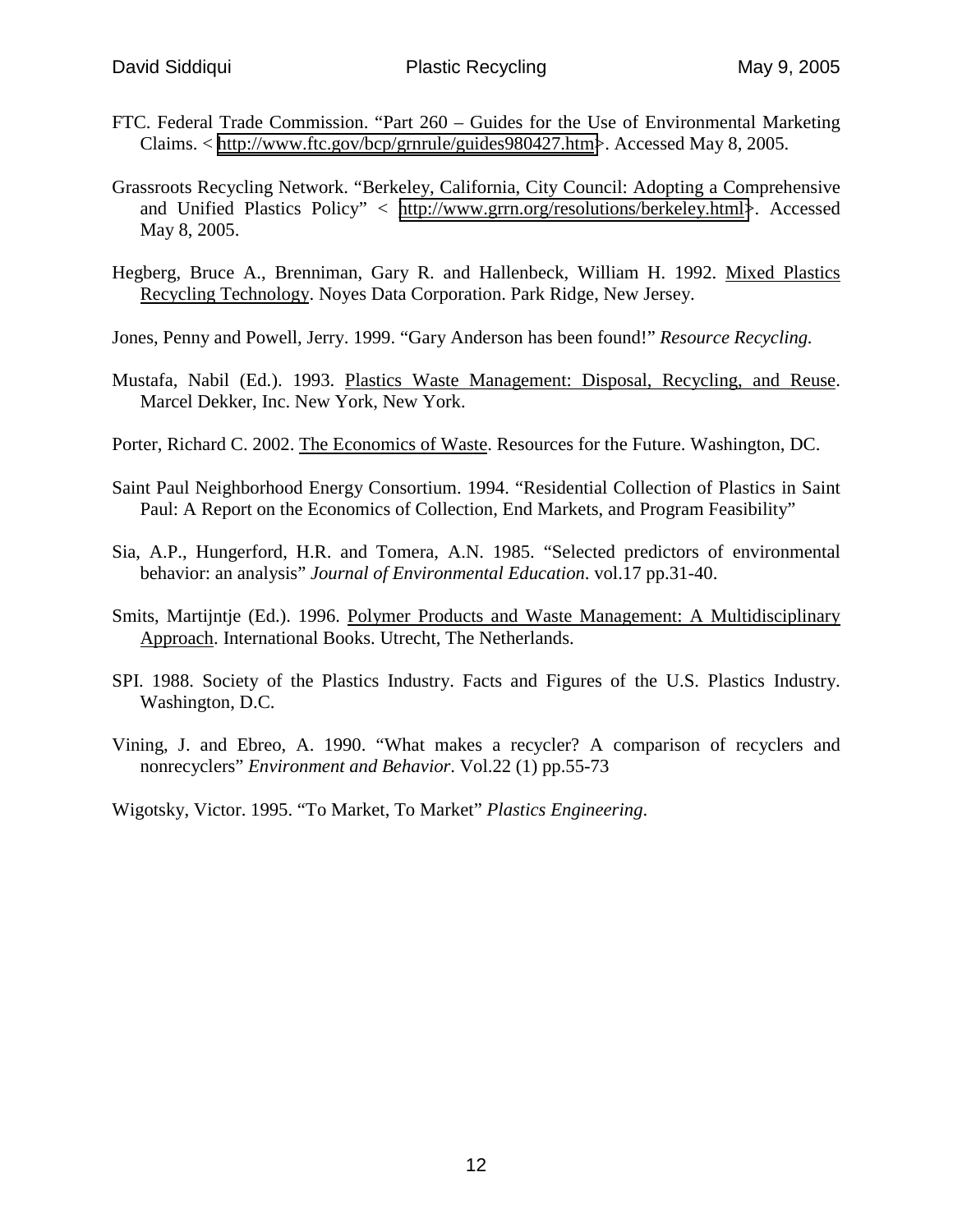FTC. Federal Trade Commission. "Part 260 – Guides for the Use of Environmental Marketing Claims. < http://www.ftc.gov/bcp/grnrule/guides980427.htm>. Accessed May 8, 2005.

Grassroots Recycling Network. "Berkeley, California, City Council: Adopting a Comprehensive and Unified Plastics Policy" < http://www.grrn.org/resolutions/berkeley.html>. Accessed May 8, 2005.

Hegberg, Bruce A., Brenniman, Gary R. and Hallenbeck, William H. 1992. Mixed Plastics Recycling Technology. Noyes Data Corporation. Park Ridge, New Jersey.

Jones, Penny and Powell, Jerry. 1999. "Gary Anderson has been found!" *Resource Recycling.*

Mustafa, Nabil (Ed.). 1993. Plastics Waste Management: Disposal, Recycling, and Reuse. Marcel Dekker, Inc. New York, New York.

Porter, Richard C. 2002. The Economics of Waste. Resources for the Future. Washington, DC.

Saint Paul Neighborhood Energy Consortium. 1994. "Residential Collection of Plastics in Saint Paul: A Report on the Economics of Collection, End Markets, and Program Feasibility"

Sia, A.P., Hungerford, H.R. and Tomera, A.N. 1985. "Selected predictors of environmental behavior: an analysis" *Journal of Environmental Education*. vol.17 pp.31-40.

Smits, Martijntje (Ed.). 1996. Polymer Products and Waste Management: A Multidisciplinary Approach. International Books. Utrecht, The Netherlands.

SPI. 1988. Society of the Plastics Industry. Facts and Figures of the U.S. Plastics Industry. Washington, D.C.

Vining, J. and Ebreo, A. 1990. "What makes a recycler? A comparison of recyclers and nonrecyclers" *Environment and Behavior.* Vol.22 (1) pp.55-73

Wigotsky, Victor. 1995. "To Market, To Market" *Plastics Engineering.*